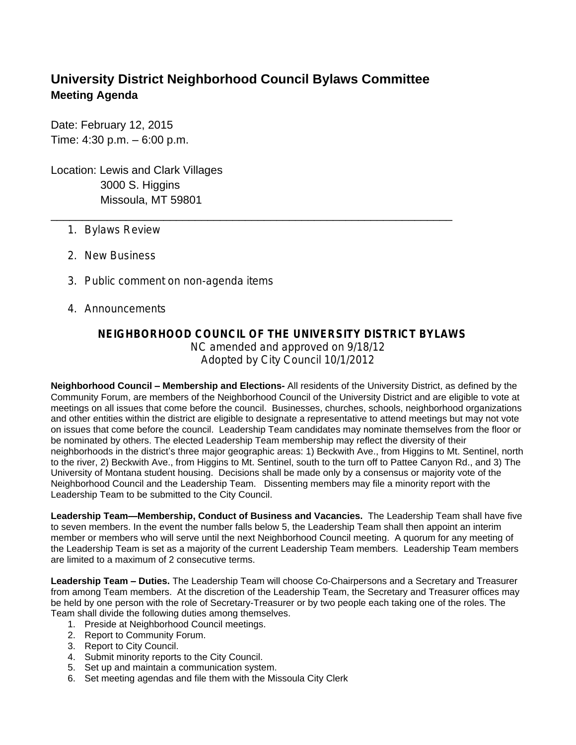# University District Neighborhood Council Bylaws Committee

## Meeting Agenda

Date: February 12, 2015
Time: 4:30 p.m. – 6:00 p.m.

Location: Lewis and Clark Villages
3000 S. Higgins
Missoula, MT 59801

---

1. Bylaws Review
2. New Business
3. Public comment on non-agenda items
4. Announcements

### NEIGHBORHOOD COUNCIL OF THE UNIVERSITY DISTRICT BYLAWS

NC amended and approved on 9/18/12
Adopted by City Council 10/1/2012

**Neighborhood Council – Membership and Elections-** All residents of the University District, as defined by the Community Forum, are members of the Neighborhood Council of the University District and are eligible to vote at meetings on all issues that come before the council. Businesses, churches, schools, neighborhood organizations and other entities within the district are eligible to designate a representative to attend meetings but may not vote on issues that come before the council. Leadership Team candidates may nominate themselves from the floor or be nominated by others. The elected Leadership Team membership may reflect the diversity of their neighborhoods in the district's three major geographic areas: 1) Beckwith Ave., from Higgins to Mt. Sentinel, north to the river, 2) Beckwith Ave., from Higgins to Mt. Sentinel, south to the turn off to Pattee Canyon Rd., and 3) The University of Montana student housing. Decisions shall be made only by a consensus or majority vote of the Neighborhood Council and the Leadership Team. Dissenting members may file a minority report with the Leadership Team to be submitted to the City Council.

**Leadership Team—Membership, Conduct of Business and Vacancies.** The Leadership Team shall have five to seven members. In the event the number falls below 5, the Leadership Team shall then appoint an interim member or members who will serve until the next Neighborhood Council meeting. A quorum for any meeting of the Leadership Team is set as a majority of the current Leadership Team members. Leadership Team members are limited to a maximum of 2 consecutive terms.

**Leadership Team – Duties.** The Leadership Team will choose Co-Chairpersons and a Secretary and Treasurer from among Team members. At the discretion of the Leadership Team, the Secretary and Treasurer offices may be held by one person with the role of Secretary-Treasurer or by two people each taking one of the roles. The Team shall divide the following duties among themselves.

1. Preside at Neighborhood Council meetings.
2. Report to Community Forum.
3. Report to City Council.
4. Submit minority reports to the City Council.
5. Set up and maintain a communication system.
6. Set meeting agendas and file them with the Missoula City Clerk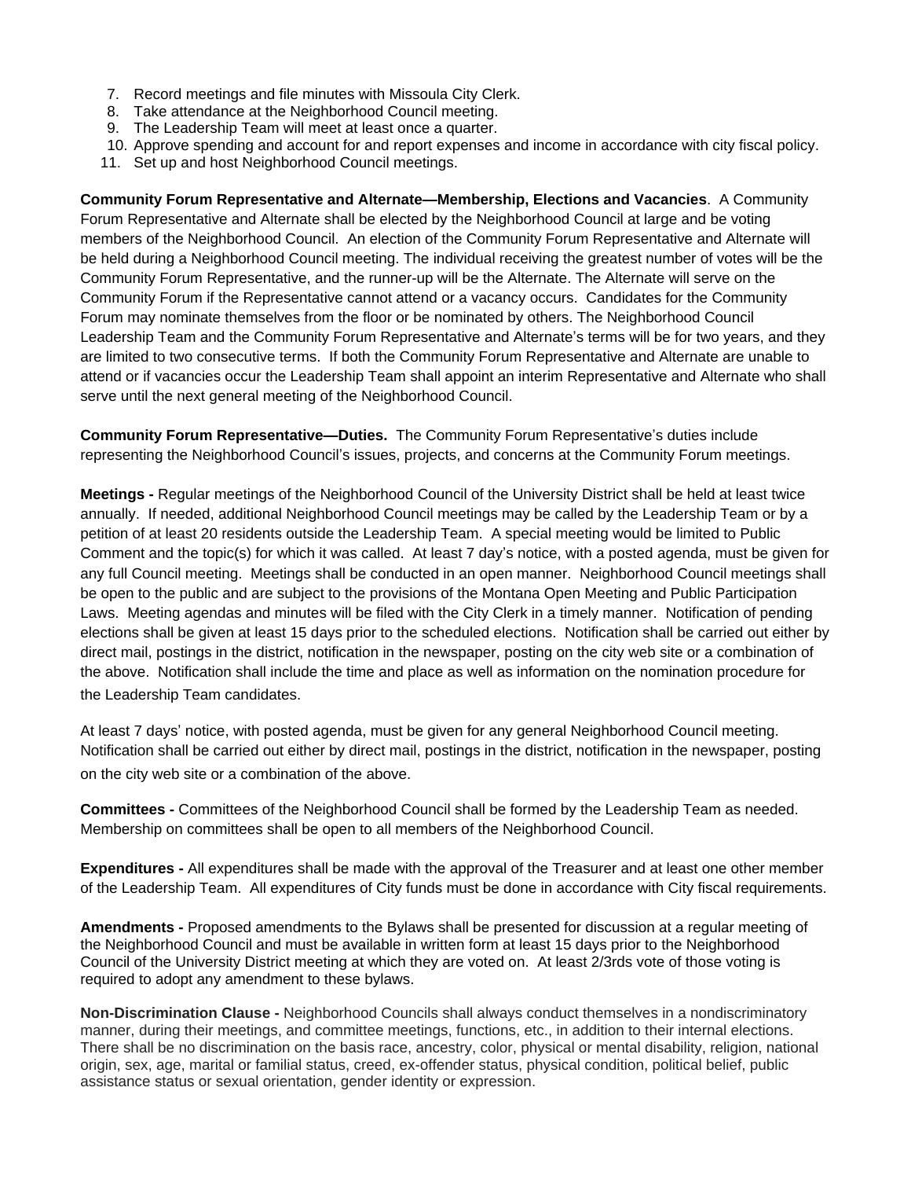7. Record meetings and file minutes with Missoula City Clerk.
8. Take attendance at the Neighborhood Council meeting.
9. The Leadership Team will meet at least once a quarter.
10. Approve spending and account for and report expenses and income in accordance with city fiscal policy.
11. Set up and host Neighborhood Council meetings.

**Community Forum Representative and Alternate—Membership, Elections and Vacancies**. A Community Forum Representative and Alternate shall be elected by the Neighborhood Council at large and be voting members of the Neighborhood Council. An election of the Community Forum Representative and Alternate will be held during a Neighborhood Council meeting. The individual receiving the greatest number of votes will be the Community Forum Representative, and the runner-up will be the Alternate. The Alternate will serve on the Community Forum if the Representative cannot attend or a vacancy occurs. Candidates for the Community Forum may nominate themselves from the floor or be nominated by others. The Neighborhood Council Leadership Team and the Community Forum Representative and Alternate's terms will be for two years, and they are limited to two consecutive terms. If both the Community Forum Representative and Alternate are unable to attend or if vacancies occur the Leadership Team shall appoint an interim Representative and Alternate who shall serve until the next general meeting of the Neighborhood Council.

**Community Forum Representative—Duties.** The Community Forum Representative's duties include representing the Neighborhood Council's issues, projects, and concerns at the Community Forum meetings.

**Meetings -** Regular meetings of the Neighborhood Council of the University District shall be held at least twice annually. If needed, additional Neighborhood Council meetings may be called by the Leadership Team or by a petition of at least 20 residents outside the Leadership Team. A special meeting would be limited to Public Comment and the topic(s) for which it was called. At least 7 day's notice, with a posted agenda, must be given for any full Council meeting. Meetings shall be conducted in an open manner. Neighborhood Council meetings shall be open to the public and are subject to the provisions of the Montana Open Meeting and Public Participation Laws. Meeting agendas and minutes will be filed with the City Clerk in a timely manner. Notification of pending elections shall be given at least 15 days prior to the scheduled elections. Notification shall be carried out either by direct mail, postings in the district, notification in the newspaper, posting on the city web site or a combination of the above. Notification shall include the time and place as well as information on the nomination procedure for the Leadership Team candidates.

At least 7 days' notice, with posted agenda, must be given for any general Neighborhood Council meeting. Notification shall be carried out either by direct mail, postings in the district, notification in the newspaper, posting on the city web site or a combination of the above.

**Committees -** Committees of the Neighborhood Council shall be formed by the Leadership Team as needed. Membership on committees shall be open to all members of the Neighborhood Council.

**Expenditures -** All expenditures shall be made with the approval of the Treasurer and at least one other member of the Leadership Team. All expenditures of City funds must be done in accordance with City fiscal requirements.

**Amendments -** Proposed amendments to the Bylaws shall be presented for discussion at a regular meeting of the Neighborhood Council and must be available in written form at least 15 days prior to the Neighborhood Council of the University District meeting at which they are voted on. At least 2/3rds vote of those voting is required to adopt any amendment to these bylaws.

**Non-Discrimination Clause -** Neighborhood Councils shall always conduct themselves in a nondiscriminatory manner, during their meetings, and committee meetings, functions, etc., in addition to their internal elections. There shall be no discrimination on the basis race, ancestry, color, physical or mental disability, religion, national origin, sex, age, marital or familial status, creed, ex-offender status, physical condition, political belief, public assistance status or sexual orientation, gender identity or expression.